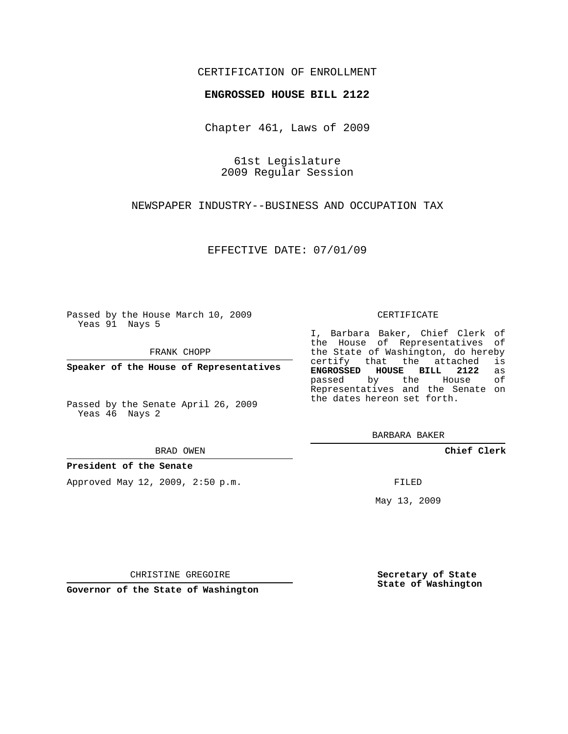CERTIFICATION OF ENROLLMENT

**ENGROSSED HOUSE BILL 2122**

Chapter 461, Laws of 2009

61st Legislature
2009 Regular Session

NEWSPAPER INDUSTRY--BUSINESS AND OCCUPATION TAX

EFFECTIVE DATE: 07/01/09

Passed by the House March 10, 2009
Yeas 91 Nays 5

FRANK CHOPP

**Speaker of the House of Representatives**

Passed by the Senate April 26, 2009
Yeas 46 Nays 2

BRAD OWEN

**President of the Senate**

Approved May 12, 2009, 2:50 p.m.

CHRISTINE GREGOIRE

**Governor of the State of Washington**

CERTIFICATE

I, Barbara Baker, Chief Clerk of the House of Representatives of the State of Washington, do hereby certify that the attached is **ENGROSSED HOUSE BILL 2122** as passed by the House of Representatives and the Senate on the dates hereon set forth.

BARBARA BAKER

**Chief Clerk**

FILED

May 13, 2009

**Secretary of State**
**State of Washington**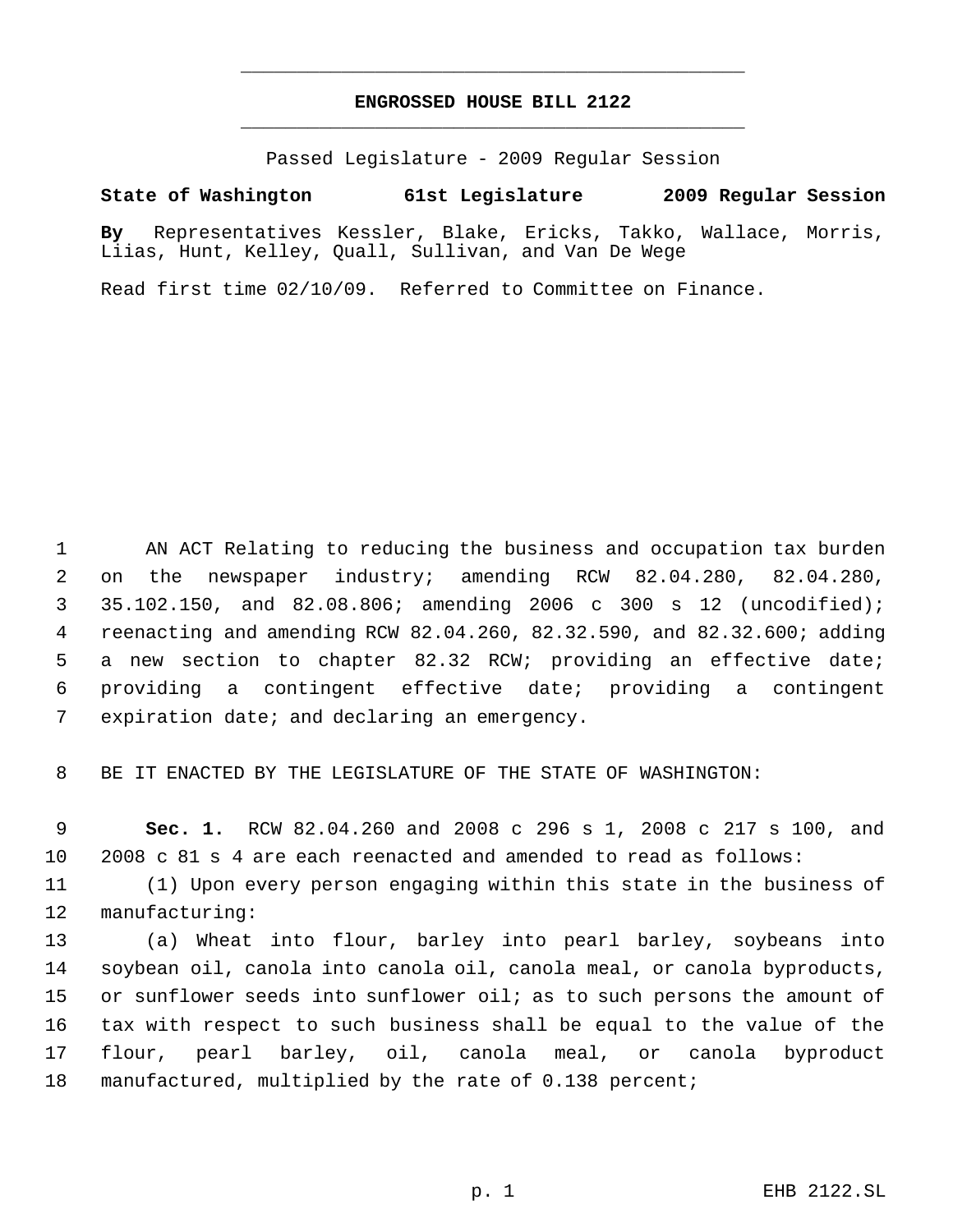ENGROSSED HOUSE BILL 2122

Passed Legislature - 2009 Regular Session

**State of Washington 61st Legislature 2009 Regular Session**

**By** Representatives Kessler, Blake, Ericks, Takko, Wallace, Morris, Liias, Hunt, Kelley, Quall, Sullivan, and Van De Wege

Read first time 02/10/09. Referred to Committee on Finance.

AN ACT Relating to reducing the business and occupation tax burden on the newspaper industry; amending RCW 82.04.280, 82.04.280, 35.102.150, and 82.08.806; amending 2006 c 300 s 12 (uncodified); reenacting and amending RCW 82.04.260, 82.32.590, and 82.32.600; adding a new section to chapter 82.32 RCW; providing an effective date; providing a contingent effective date; providing a contingent expiration date; and declaring an emergency.

BE IT ENACTED BY THE LEGISLATURE OF THE STATE OF WASHINGTON:

**Sec. 1.** RCW 82.04.260 and 2008 c 296 s 1, 2008 c 217 s 100, and 2008 c 81 s 4 are each reenacted and amended to read as follows:

(1) Upon every person engaging within this state in the business of manufacturing:

(a) Wheat into flour, barley into pearl barley, soybeans into soybean oil, canola into canola oil, canola meal, or canola byproducts, or sunflower seeds into sunflower oil; as to such persons the amount of tax with respect to such business shall be equal to the value of the flour, pearl barley, oil, canola meal, or canola byproduct manufactured, multiplied by the rate of 0.138 percent;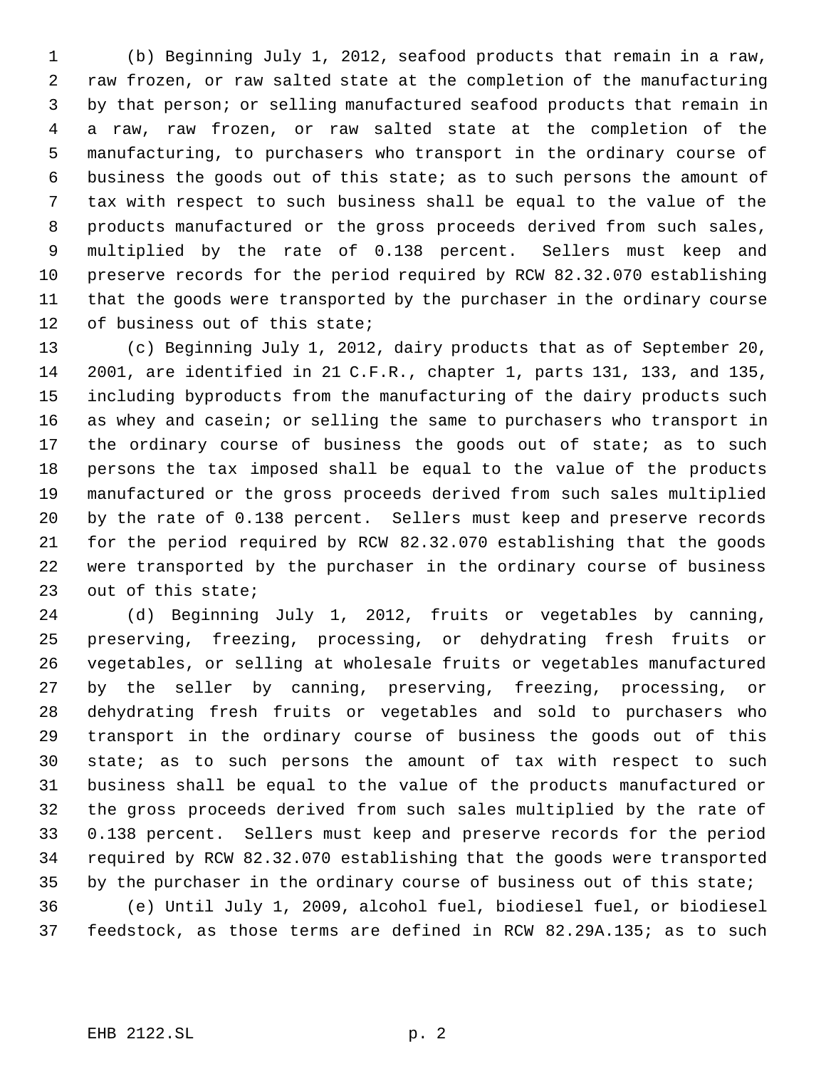(b) Beginning July 1, 2012, seafood products that remain in a raw, raw frozen, or raw salted state at the completion of the manufacturing by that person; or selling manufactured seafood products that remain in a raw, raw frozen, or raw salted state at the completion of the manufacturing, to purchasers who transport in the ordinary course of business the goods out of this state; as to such persons the amount of tax with respect to such business shall be equal to the value of the products manufactured or the gross proceeds derived from such sales, multiplied by the rate of 0.138 percent. Sellers must keep and preserve records for the period required by RCW 82.32.070 establishing that the goods were transported by the purchaser in the ordinary course of business out of this state;

(c) Beginning July 1, 2012, dairy products that as of September 20, 2001, are identified in 21 C.F.R., chapter 1, parts 131, 133, and 135, including byproducts from the manufacturing of the dairy products such as whey and casein; or selling the same to purchasers who transport in the ordinary course of business the goods out of state; as to such persons the tax imposed shall be equal to the value of the products manufactured or the gross proceeds derived from such sales multiplied by the rate of 0.138 percent. Sellers must keep and preserve records for the period required by RCW 82.32.070 establishing that the goods were transported by the purchaser in the ordinary course of business out of this state;

(d) Beginning July 1, 2012, fruits or vegetables by canning, preserving, freezing, processing, or dehydrating fresh fruits or vegetables, or selling at wholesale fruits or vegetables manufactured by the seller by canning, preserving, freezing, processing, or dehydrating fresh fruits or vegetables and sold to purchasers who transport in the ordinary course of business the goods out of this state; as to such persons the amount of tax with respect to such business shall be equal to the value of the products manufactured or the gross proceeds derived from such sales multiplied by the rate of 0.138 percent. Sellers must keep and preserve records for the period required by RCW 82.32.070 establishing that the goods were transported by the purchaser in the ordinary course of business out of this state;

(e) Until July 1, 2009, alcohol fuel, biodiesel fuel, or biodiesel feedstock, as those terms are defined in RCW 82.29A.135; as to such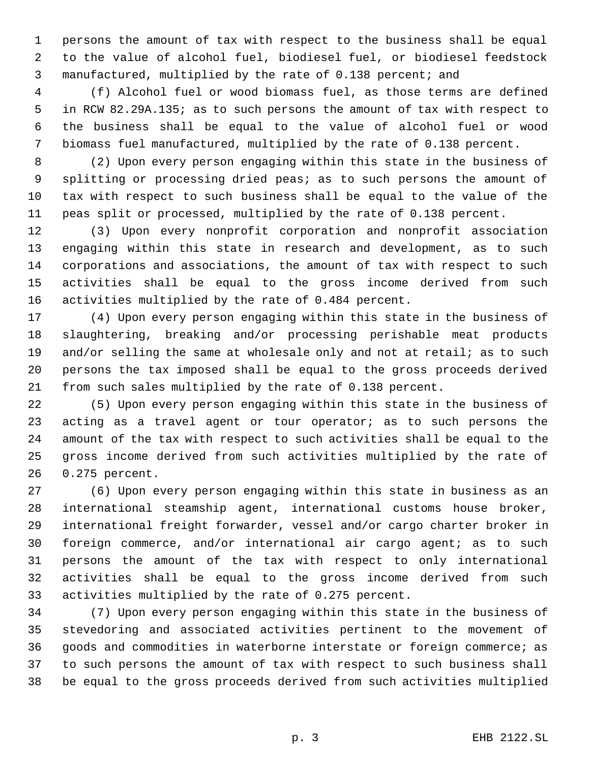persons the amount of tax with respect to the business shall be equal to the value of alcohol fuel, biodiesel fuel, or biodiesel feedstock manufactured, multiplied by the rate of 0.138 percent; and

(f) Alcohol fuel or wood biomass fuel, as those terms are defined in RCW 82.29A.135; as to such persons the amount of tax with respect to the business shall be equal to the value of alcohol fuel or wood biomass fuel manufactured, multiplied by the rate of 0.138 percent.

(2) Upon every person engaging within this state in the business of splitting or processing dried peas; as to such persons the amount of tax with respect to such business shall be equal to the value of the peas split or processed, multiplied by the rate of 0.138 percent.

(3) Upon every nonprofit corporation and nonprofit association engaging within this state in research and development, as to such corporations and associations, the amount of tax with respect to such activities shall be equal to the gross income derived from such activities multiplied by the rate of 0.484 percent.

(4) Upon every person engaging within this state in the business of slaughtering, breaking and/or processing perishable meat products and/or selling the same at wholesale only and not at retail; as to such persons the tax imposed shall be equal to the gross proceeds derived from such sales multiplied by the rate of 0.138 percent.

(5) Upon every person engaging within this state in the business of acting as a travel agent or tour operator; as to such persons the amount of the tax with respect to such activities shall be equal to the gross income derived from such activities multiplied by the rate of 0.275 percent.

(6) Upon every person engaging within this state in business as an international steamship agent, international customs house broker, international freight forwarder, vessel and/or cargo charter broker in foreign commerce, and/or international air cargo agent; as to such persons the amount of the tax with respect to only international activities shall be equal to the gross income derived from such activities multiplied by the rate of 0.275 percent.

(7) Upon every person engaging within this state in the business of stevedoring and associated activities pertinent to the movement of goods and commodities in waterborne interstate or foreign commerce; as to such persons the amount of tax with respect to such business shall be equal to the gross proceeds derived from such activities multiplied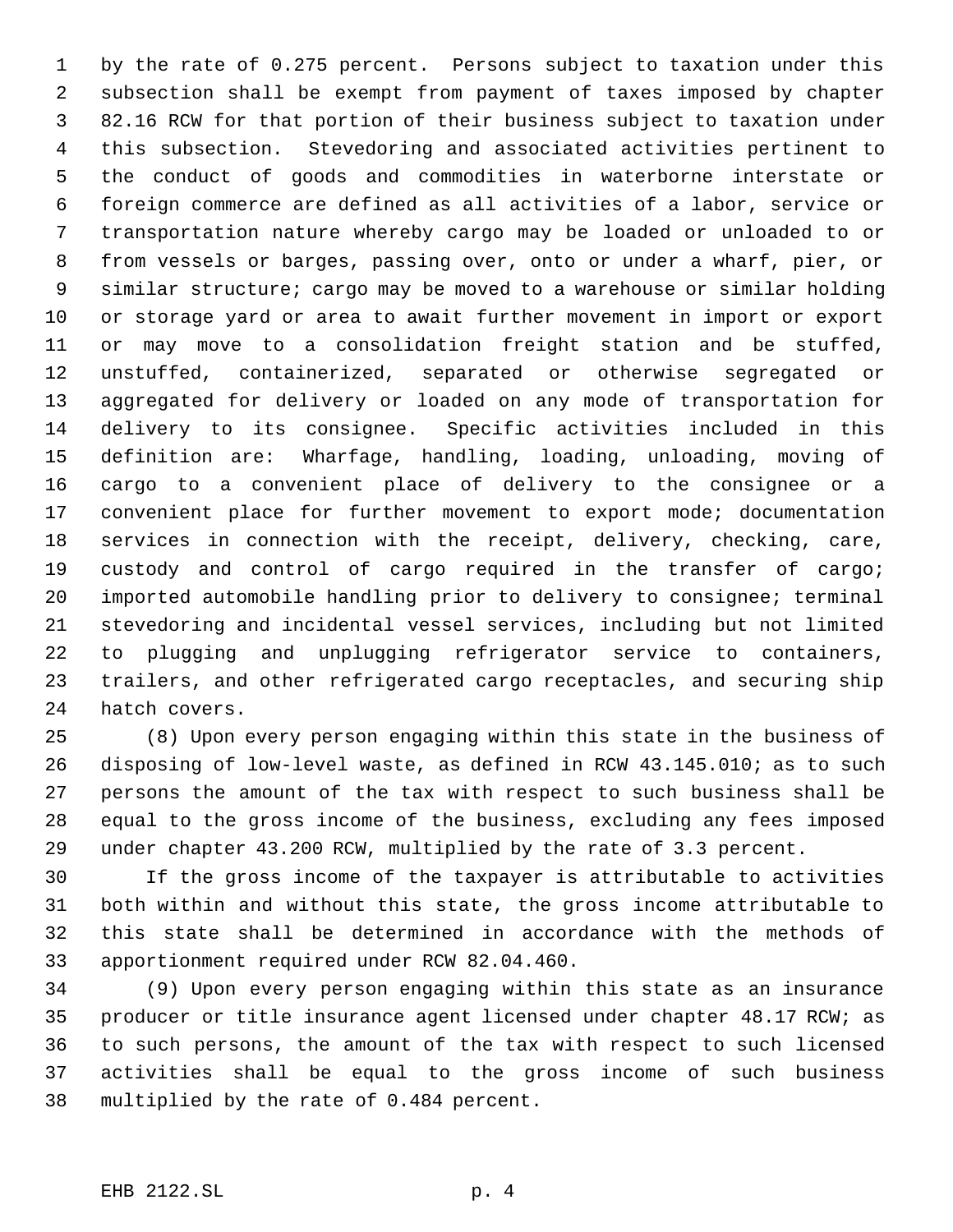by the rate of 0.275 percent. Persons subject to taxation under this subsection shall be exempt from payment of taxes imposed by chapter 82.16 RCW for that portion of their business subject to taxation under this subsection. Stevedoring and associated activities pertinent to the conduct of goods and commodities in waterborne interstate or foreign commerce are defined as all activities of a labor, service or transportation nature whereby cargo may be loaded or unloaded to or from vessels or barges, passing over, onto or under a wharf, pier, or similar structure; cargo may be moved to a warehouse or similar holding or storage yard or area to await further movement in import or export or may move to a consolidation freight station and be stuffed, unstuffed, containerized, separated or otherwise segregated or aggregated for delivery or loaded on any mode of transportation for delivery to its consignee. Specific activities included in this definition are: Wharfage, handling, loading, unloading, moving of cargo to a convenient place of delivery to the consignee or a convenient place for further movement to export mode; documentation services in connection with the receipt, delivery, checking, care, custody and control of cargo required in the transfer of cargo; imported automobile handling prior to delivery to consignee; terminal stevedoring and incidental vessel services, including but not limited to plugging and unplugging refrigerator service to containers, trailers, and other refrigerated cargo receptacles, and securing ship hatch covers.

(8) Upon every person engaging within this state in the business of disposing of low-level waste, as defined in RCW 43.145.010; as to such persons the amount of the tax with respect to such business shall be equal to the gross income of the business, excluding any fees imposed under chapter 43.200 RCW, multiplied by the rate of 3.3 percent.

If the gross income of the taxpayer is attributable to activities both within and without this state, the gross income attributable to this state shall be determined in accordance with the methods of apportionment required under RCW 82.04.460.

(9) Upon every person engaging within this state as an insurance producer or title insurance agent licensed under chapter 48.17 RCW; as to such persons, the amount of the tax with respect to such licensed activities shall be equal to the gross income of such business multiplied by the rate of 0.484 percent.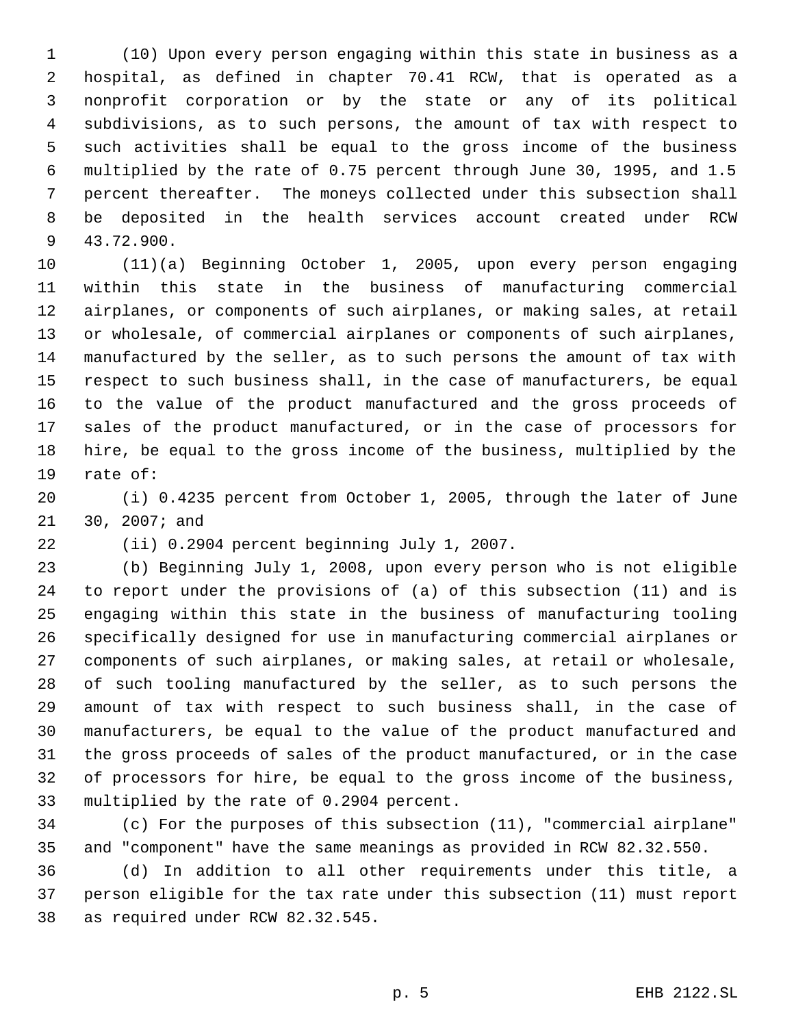(10) Upon every person engaging within this state in business as a hospital, as defined in chapter 70.41 RCW, that is operated as a nonprofit corporation or by the state or any of its political subdivisions, as to such persons, the amount of tax with respect to such activities shall be equal to the gross income of the business multiplied by the rate of 0.75 percent through June 30, 1995, and 1.5 percent thereafter. The moneys collected under this subsection shall be deposited in the health services account created under RCW 43.72.900.

(11)(a) Beginning October 1, 2005, upon every person engaging within this state in the business of manufacturing commercial airplanes, or components of such airplanes, or making sales, at retail or wholesale, of commercial airplanes or components of such airplanes, manufactured by the seller, as to such persons the amount of tax with respect to such business shall, in the case of manufacturers, be equal to the value of the product manufactured and the gross proceeds of sales of the product manufactured, or in the case of processors for hire, be equal to the gross income of the business, multiplied by the rate of:

(i) 0.4235 percent from October 1, 2005, through the later of June 30, 2007; and

(ii) 0.2904 percent beginning July 1, 2007.

(b) Beginning July 1, 2008, upon every person who is not eligible to report under the provisions of (a) of this subsection (11) and is engaging within this state in the business of manufacturing tooling specifically designed for use in manufacturing commercial airplanes or components of such airplanes, or making sales, at retail or wholesale, of such tooling manufactured by the seller, as to such persons the amount of tax with respect to such business shall, in the case of manufacturers, be equal to the value of the product manufactured and the gross proceeds of sales of the product manufactured, or in the case of processors for hire, be equal to the gross income of the business, multiplied by the rate of 0.2904 percent.

(c) For the purposes of this subsection (11), "commercial airplane" and "component" have the same meanings as provided in RCW 82.32.550.

(d) In addition to all other requirements under this title, a person eligible for the tax rate under this subsection (11) must report as required under RCW 82.32.545.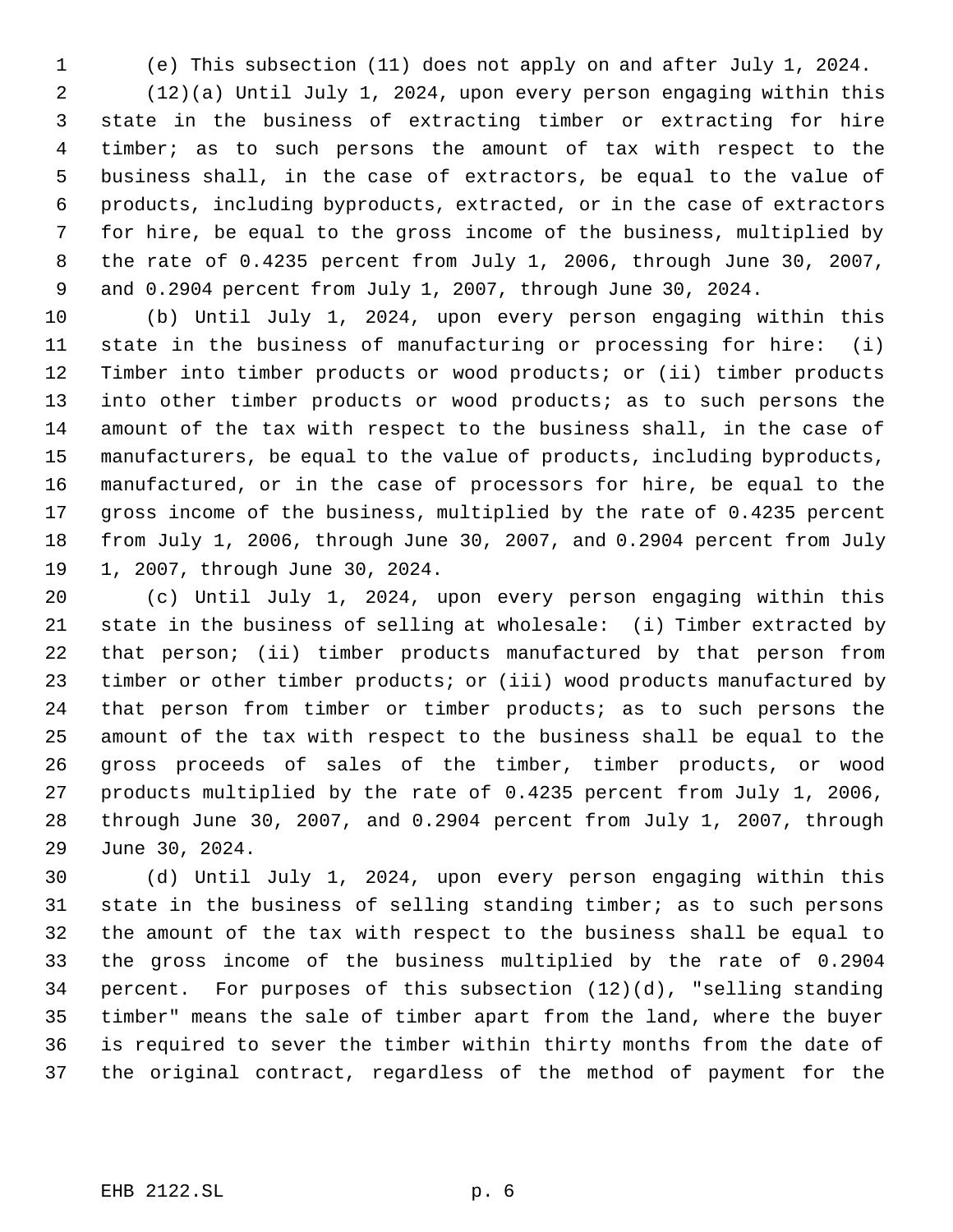(e) This subsection (11) does not apply on and after July 1, 2024.

(12)(a) Until July 1, 2024, upon every person engaging within this state in the business of extracting timber or extracting for hire timber; as to such persons the amount of tax with respect to the business shall, in the case of extractors, be equal to the value of products, including byproducts, extracted, or in the case of extractors for hire, be equal to the gross income of the business, multiplied by the rate of 0.4235 percent from July 1, 2006, through June 30, 2007, and 0.2904 percent from July 1, 2007, through June 30, 2024.

(b) Until July 1, 2024, upon every person engaging within this state in the business of manufacturing or processing for hire: (i) Timber into timber products or wood products; or (ii) timber products into other timber products or wood products; as to such persons the amount of the tax with respect to the business shall, in the case of manufacturers, be equal to the value of products, including byproducts, manufactured, or in the case of processors for hire, be equal to the gross income of the business, multiplied by the rate of 0.4235 percent from July 1, 2006, through June 30, 2007, and 0.2904 percent from July 1, 2007, through June 30, 2024.

(c) Until July 1, 2024, upon every person engaging within this state in the business of selling at wholesale: (i) Timber extracted by that person; (ii) timber products manufactured by that person from timber or other timber products; or (iii) wood products manufactured by that person from timber or timber products; as to such persons the amount of the tax with respect to the business shall be equal to the gross proceeds of sales of the timber, timber products, or wood products multiplied by the rate of 0.4235 percent from July 1, 2006, through June 30, 2007, and 0.2904 percent from July 1, 2007, through June 30, 2024.

(d) Until July 1, 2024, upon every person engaging within this state in the business of selling standing timber; as to such persons the amount of the tax with respect to the business shall be equal to the gross income of the business multiplied by the rate of 0.2904 percent. For purposes of this subsection (12)(d), "selling standing timber" means the sale of timber apart from the land, where the buyer is required to sever the timber within thirty months from the date of the original contract, regardless of the method of payment for the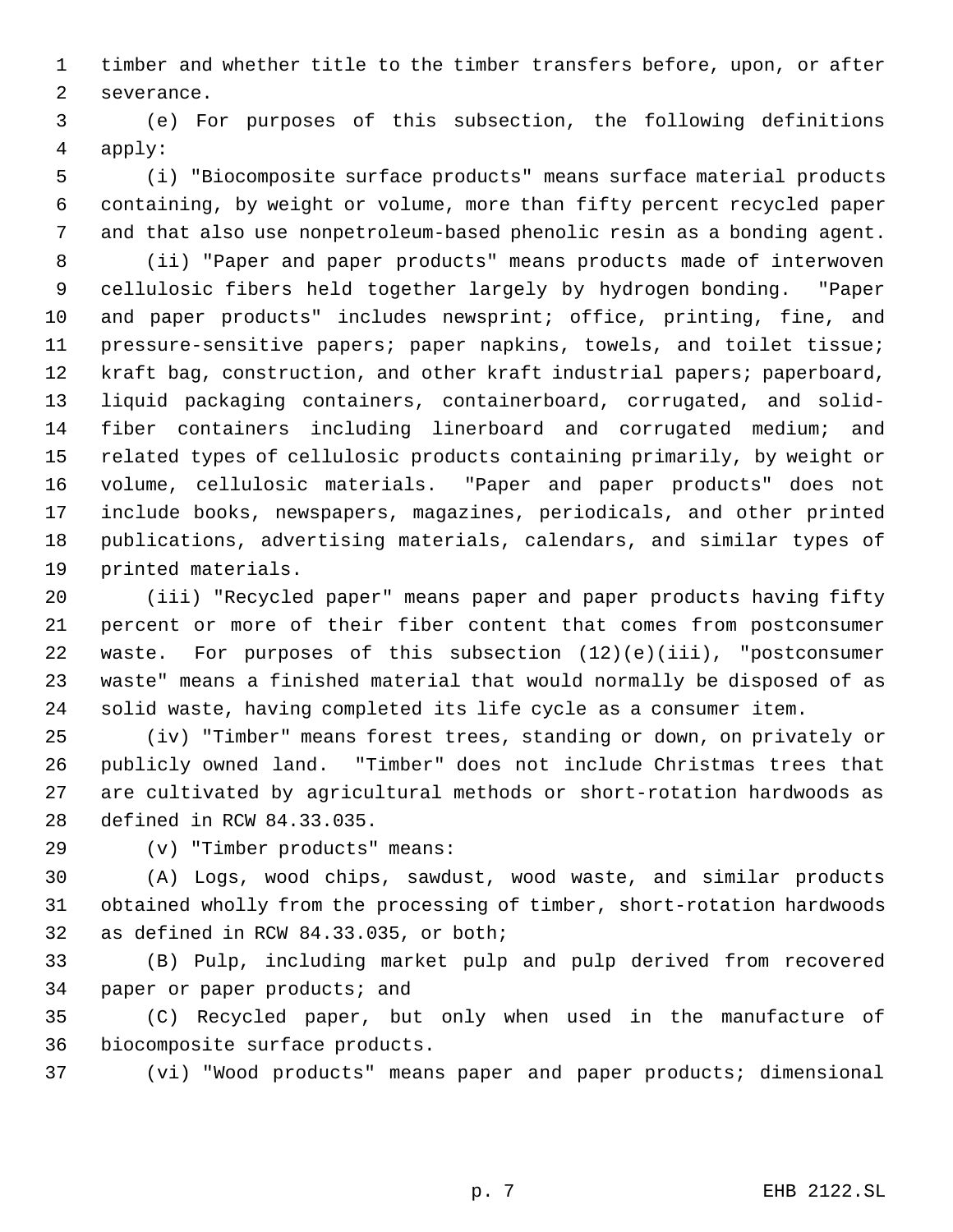timber and whether title to the timber transfers before, upon, or after severance.

(e) For purposes of this subsection, the following definitions apply:

(i) "Biocomposite surface products" means surface material products containing, by weight or volume, more than fifty percent recycled paper and that also use nonpetroleum-based phenolic resin as a bonding agent.

(ii) "Paper and paper products" means products made of interwoven cellulosic fibers held together largely by hydrogen bonding. "Paper and paper products" includes newsprint; office, printing, fine, and pressure-sensitive papers; paper napkins, towels, and toilet tissue; kraft bag, construction, and other kraft industrial papers; paperboard, liquid packaging containers, containerboard, corrugated, and solid-fiber containers including linerboard and corrugated medium; and related types of cellulosic products containing primarily, by weight or volume, cellulosic materials. "Paper and paper products" does not include books, newspapers, magazines, periodicals, and other printed publications, advertising materials, calendars, and similar types of printed materials.

(iii) "Recycled paper" means paper and paper products having fifty percent or more of their fiber content that comes from postconsumer waste. For purposes of this subsection (12)(e)(iii), "postconsumer waste" means a finished material that would normally be disposed of as solid waste, having completed its life cycle as a consumer item.

(iv) "Timber" means forest trees, standing or down, on privately or publicly owned land. "Timber" does not include Christmas trees that are cultivated by agricultural methods or short-rotation hardwoods as defined in RCW 84.33.035.

(v) "Timber products" means:

(A) Logs, wood chips, sawdust, wood waste, and similar products obtained wholly from the processing of timber, short-rotation hardwoods as defined in RCW 84.33.035, or both;

(B) Pulp, including market pulp and pulp derived from recovered paper or paper products; and

(C) Recycled paper, but only when used in the manufacture of biocomposite surface products.

(vi) "Wood products" means paper and paper products; dimensional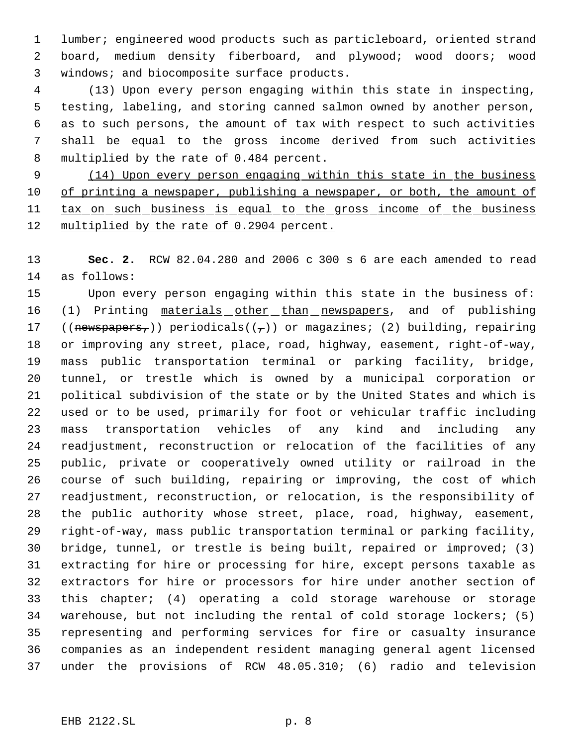lumber; engineered wood products such as particleboard, oriented strand board, medium density fiberboard, and plywood; wood doors; wood windows; and biocomposite surface products.

(13) Upon every person engaging within this state in inspecting, testing, labeling, and storing canned salmon owned by another person, as to such persons, the amount of tax with respect to such activities shall be equal to the gross income derived from such activities multiplied by the rate of 0.484 percent.

(14) Upon every person engaging within this state in the business of printing a newspaper, publishing a newspaper, or both, the amount of tax on such business is equal to the gross income of the business multiplied by the rate of 0.2904 percent.

**Sec. 2.** RCW 82.04.280 and 2006 c 300 s 6 are each amended to read as follows:

Upon every person engaging within this state in the business of: (1) Printing materials other than newspapers, and of publishing ((newspapers,)) periodicals((,)) or magazines; (2) building, repairing or improving any street, place, road, highway, easement, right-of-way, mass public transportation terminal or parking facility, bridge, tunnel, or trestle which is owned by a municipal corporation or political subdivision of the state or by the United States and which is used or to be used, primarily for foot or vehicular traffic including mass transportation vehicles of any kind and including any readjustment, reconstruction or relocation of the facilities of any public, private or cooperatively owned utility or railroad in the course of such building, repairing or improving, the cost of which readjustment, reconstruction, or relocation, is the responsibility of the public authority whose street, place, road, highway, easement, right-of-way, mass public transportation terminal or parking facility, bridge, tunnel, or trestle is being built, repaired or improved; (3) extracting for hire or processing for hire, except persons taxable as extractors for hire or processors for hire under another section of this chapter; (4) operating a cold storage warehouse or storage warehouse, but not including the rental of cold storage lockers; (5) representing and performing services for fire or casualty insurance companies as an independent resident managing general agent licensed under the provisions of RCW 48.05.310; (6) radio and television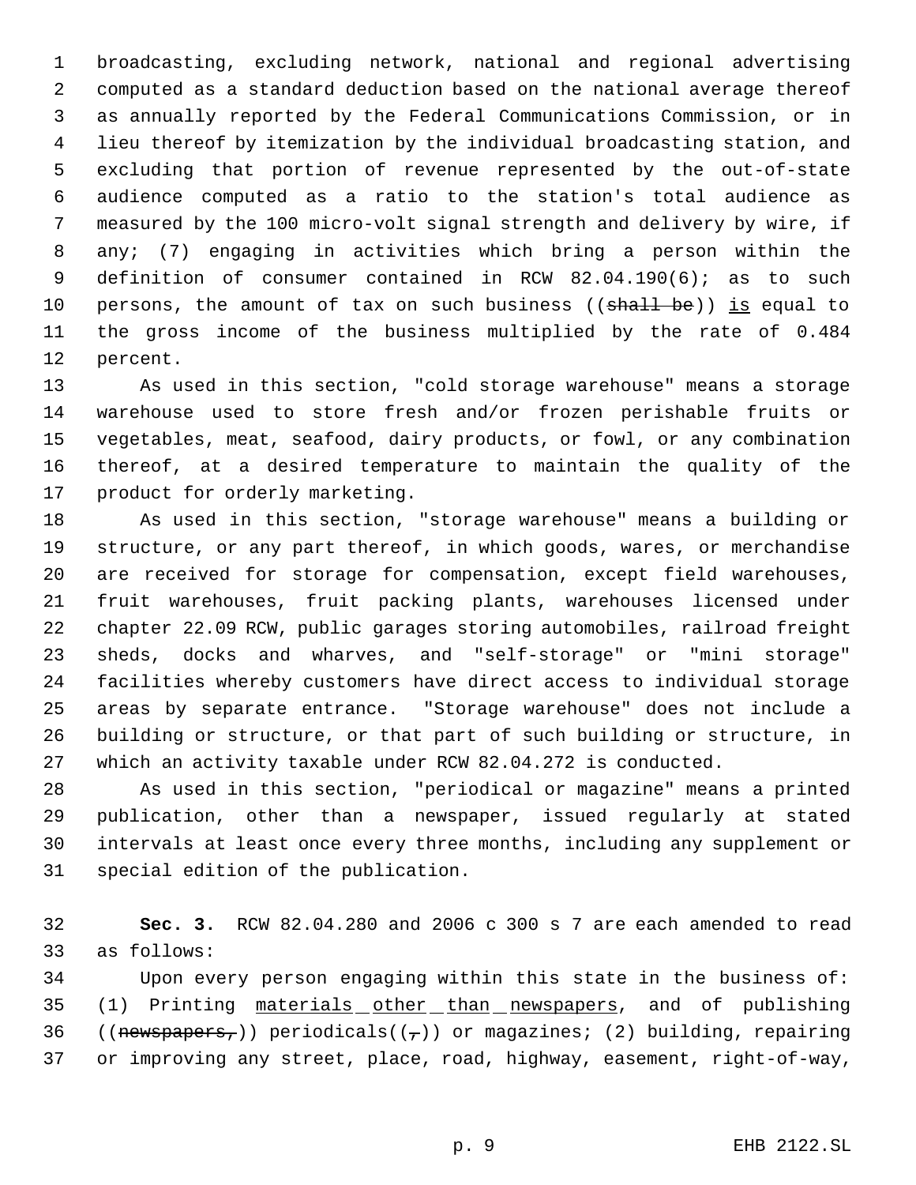broadcasting, excluding network, national and regional advertising computed as a standard deduction based on the national average thereof as annually reported by the Federal Communications Commission, or in lieu thereof by itemization by the individual broadcasting station, and excluding that portion of revenue represented by the out-of-state audience computed as a ratio to the station's total audience as measured by the 100 micro-volt signal strength and delivery by wire, if any; (7) engaging in activities which bring a person within the definition of consumer contained in RCW 82.04.190(6); as to such persons, the amount of tax on such business ((~~shall be~~)) is equal to the gross income of the business multiplied by the rate of 0.484 percent.

As used in this section, "cold storage warehouse" means a storage warehouse used to store fresh and/or frozen perishable fruits or vegetables, meat, seafood, dairy products, or fowl, or any combination thereof, at a desired temperature to maintain the quality of the product for orderly marketing.

As used in this section, "storage warehouse" means a building or structure, or any part thereof, in which goods, wares, or merchandise are received for storage for compensation, except field warehouses, fruit warehouses, fruit packing plants, warehouses licensed under chapter 22.09 RCW, public garages storing automobiles, railroad freight sheds, docks and wharves, and "self-storage" or "mini storage" facilities whereby customers have direct access to individual storage areas by separate entrance. "Storage warehouse" does not include a building or structure, or that part of such building or structure, in which an activity taxable under RCW 82.04.272 is conducted.

As used in this section, "periodical or magazine" means a printed publication, other than a newspaper, issued regularly at stated intervals at least once every three months, including any supplement or special edition of the publication.

**Sec. 3.** RCW 82.04.280 and 2006 c 300 s 7 are each amended to read as follows:

Upon every person engaging within this state in the business of: (1) Printing materials other than newspapers, and of publishing ((~~newspapers,~~)) periodicals((~~,~~)) or magazines; (2) building, repairing or improving any street, place, road, highway, easement, right-of-way,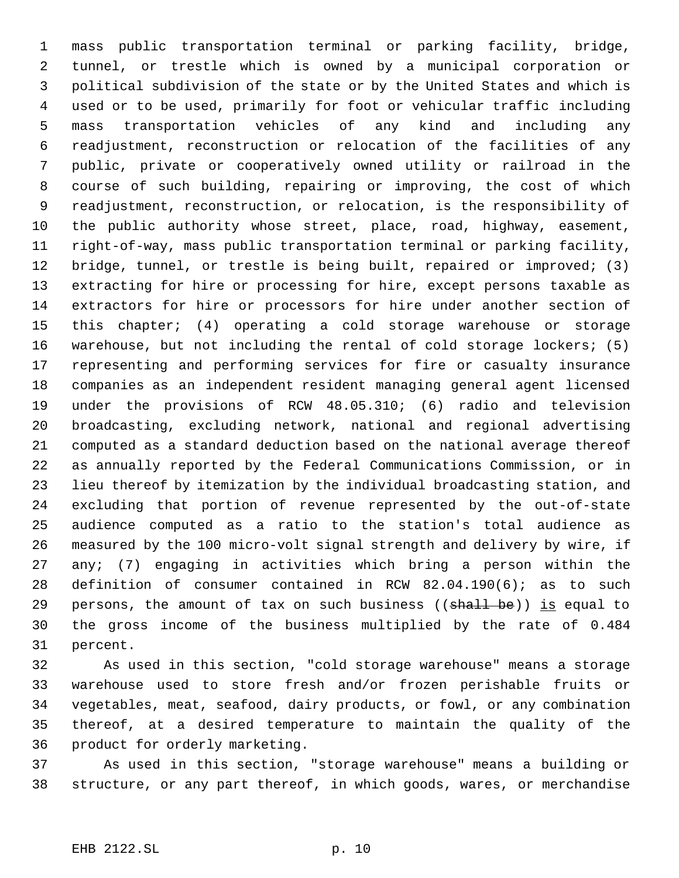mass public transportation terminal or parking facility, bridge, tunnel, or trestle which is owned by a municipal corporation or political subdivision of the state or by the United States and which is used or to be used, primarily for foot or vehicular traffic including mass transportation vehicles of any kind and including any readjustment, reconstruction or relocation of the facilities of any public, private or cooperatively owned utility or railroad in the course of such building, repairing or improving, the cost of which readjustment, reconstruction, or relocation, is the responsibility of the public authority whose street, place, road, highway, easement, right-of-way, mass public transportation terminal or parking facility, bridge, tunnel, or trestle is being built, repaired or improved; (3) extracting for hire or processing for hire, except persons taxable as extractors for hire or processors for hire under another section of this chapter; (4) operating a cold storage warehouse or storage warehouse, but not including the rental of cold storage lockers; (5) representing and performing services for fire or casualty insurance companies as an independent resident managing general agent licensed under the provisions of RCW 48.05.310; (6) radio and television broadcasting, excluding network, national and regional advertising computed as a standard deduction based on the national average thereof as annually reported by the Federal Communications Commission, or in lieu thereof by itemization by the individual broadcasting station, and excluding that portion of revenue represented by the out-of-state audience computed as a ratio to the station's total audience as measured by the 100 micro-volt signal strength and delivery by wire, if any; (7) engaging in activities which bring a person within the definition of consumer contained in RCW 82.04.190(6); as to such persons, the amount of tax on such business ((~~shall be~~)) is equal to the gross income of the business multiplied by the rate of 0.484 percent.

As used in this section, "cold storage warehouse" means a storage warehouse used to store fresh and/or frozen perishable fruits or vegetables, meat, seafood, dairy products, or fowl, or any combination thereof, at a desired temperature to maintain the quality of the product for orderly marketing.

As used in this section, "storage warehouse" means a building or structure, or any part thereof, in which goods, wares, or merchandise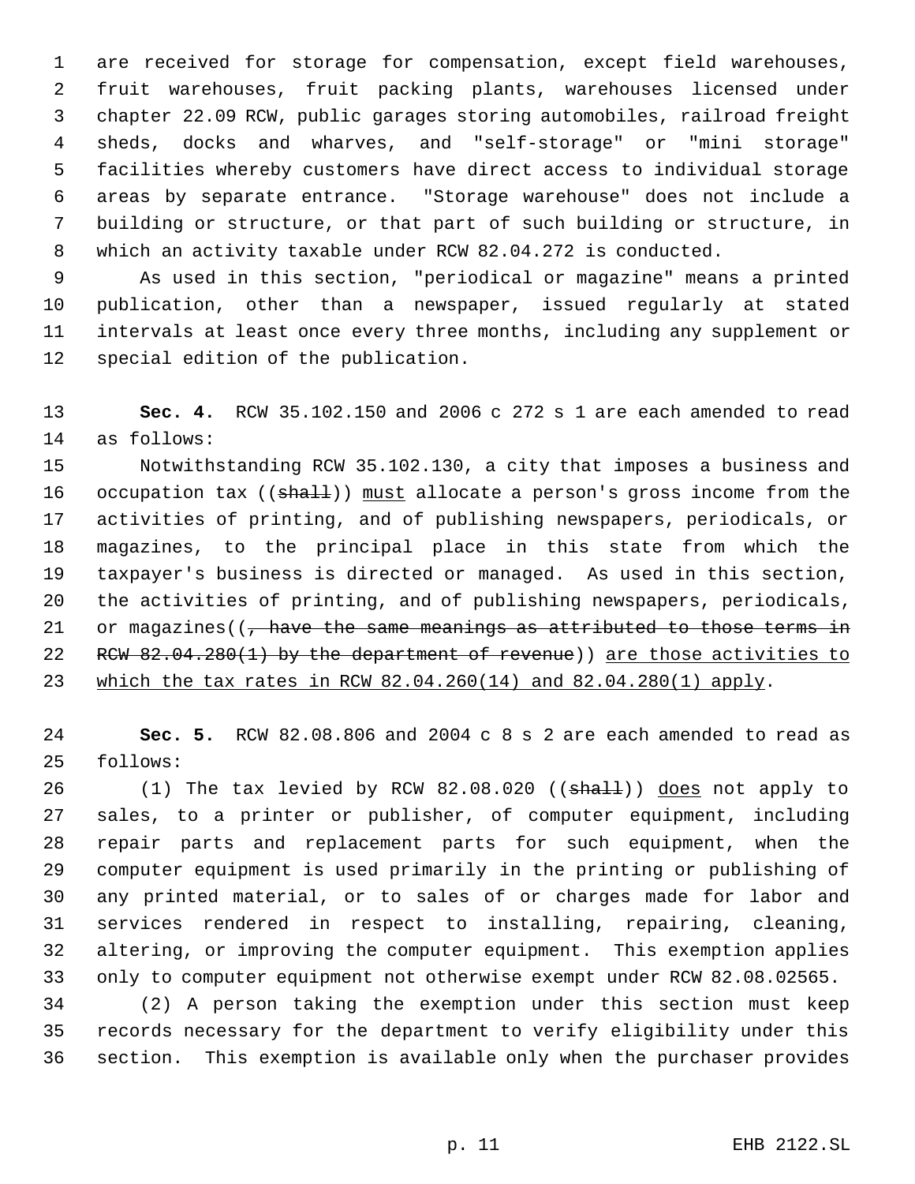are received for storage for compensation, except field warehouses, fruit warehouses, fruit packing plants, warehouses licensed under chapter 22.09 RCW, public garages storing automobiles, railroad freight sheds, docks and wharves, and "self-storage" or "mini storage" facilities whereby customers have direct access to individual storage areas by separate entrance. "Storage warehouse" does not include a building or structure, or that part of such building or structure, in which an activity taxable under RCW 82.04.272 is conducted.

As used in this section, "periodical or magazine" means a printed publication, other than a newspaper, issued regularly at stated intervals at least once every three months, including any supplement or special edition of the publication.

**Sec. 4.** RCW 35.102.150 and 2006 c 272 s 1 are each amended to read as follows:

Notwithstanding RCW 35.102.130, a city that imposes a business and occupation tax ((~~shall~~)) <u>must</u> allocate a person's gross income from the activities of printing, and of publishing newspapers, periodicals, or magazines, to the principal place in this state from which the taxpayer's business is directed or managed. As used in this section, the activities of printing, and of publishing newspapers, periodicals, or magazines((~~, have the same meanings as attributed to those terms in RCW 82.04.280(1) by the department of revenue~~)) <u>are those activities to which the tax rates in RCW 82.04.260(14) and 82.04.280(1) apply</u>.

**Sec. 5.** RCW 82.08.806 and 2004 c 8 s 2 are each amended to read as follows:

(1) The tax levied by RCW 82.08.020 ((~~shall~~)) <u>does</u> not apply to sales, to a printer or publisher, of computer equipment, including repair parts and replacement parts for such equipment, when the computer equipment is used primarily in the printing or publishing of any printed material, or to sales of or charges made for labor and services rendered in respect to installing, repairing, cleaning, altering, or improving the computer equipment. This exemption applies only to computer equipment not otherwise exempt under RCW 82.08.02565.

(2) A person taking the exemption under this section must keep records necessary for the department to verify eligibility under this section. This exemption is available only when the purchaser provides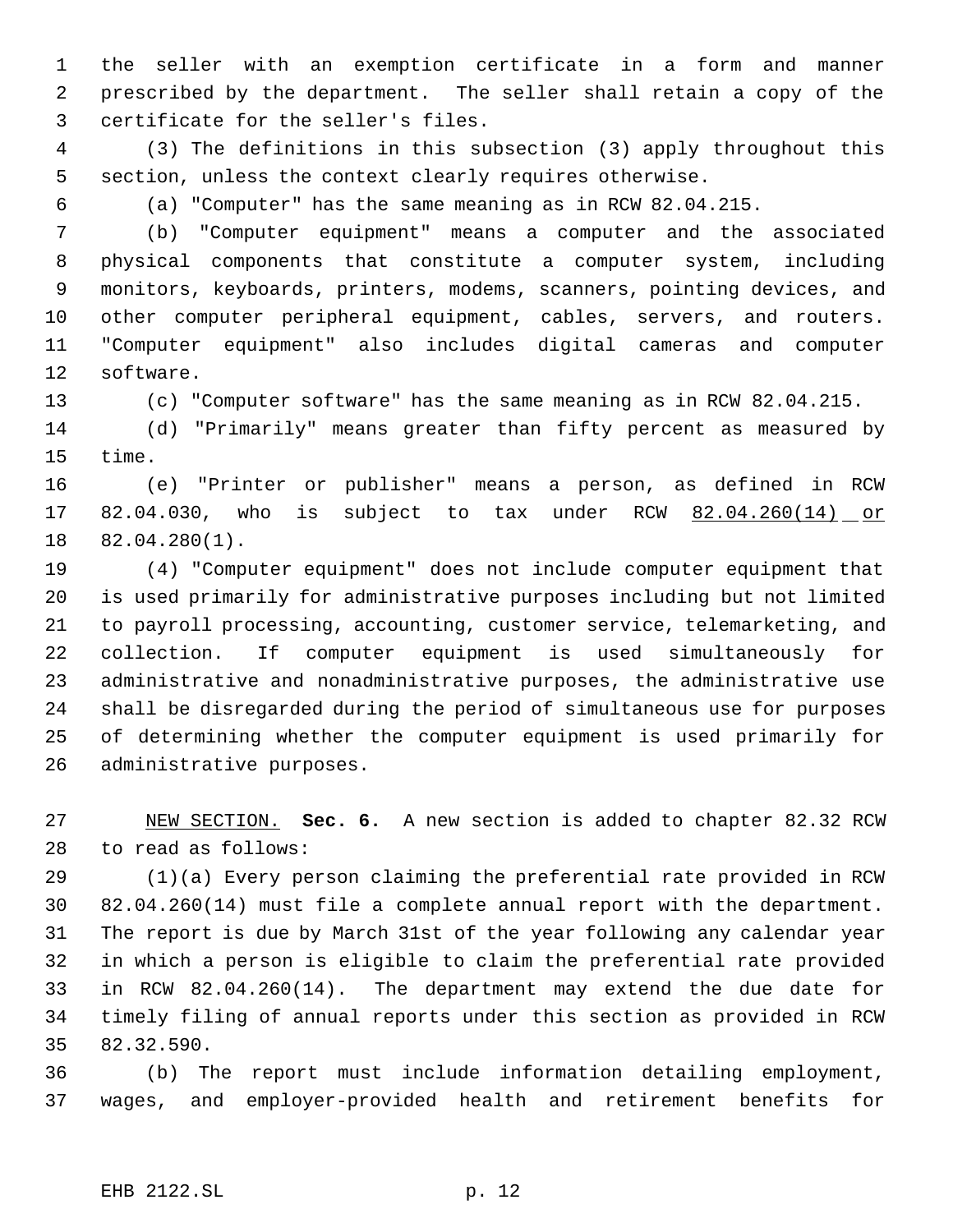the seller with an exemption certificate in a form and manner prescribed by the department. The seller shall retain a copy of the certificate for the seller's files.

(3) The definitions in this subsection (3) apply throughout this section, unless the context clearly requires otherwise.

(a) "Computer" has the same meaning as in RCW 82.04.215.

(b) "Computer equipment" means a computer and the associated physical components that constitute a computer system, including monitors, keyboards, printers, modems, scanners, pointing devices, and other computer peripheral equipment, cables, servers, and routers. "Computer equipment" also includes digital cameras and computer software.

(c) "Computer software" has the same meaning as in RCW 82.04.215.

(d) "Primarily" means greater than fifty percent as measured by time.

(e) "Printer or publisher" means a person, as defined in RCW 82.04.030, who is subject to tax under RCW 82.04.260(14) or 82.04.280(1).

(4) "Computer equipment" does not include computer equipment that is used primarily for administrative purposes including but not limited to payroll processing, accounting, customer service, telemarketing, and collection. If computer equipment is used simultaneously for administrative and nonadministrative purposes, the administrative use shall be disregarded during the period of simultaneous use for purposes of determining whether the computer equipment is used primarily for administrative purposes.

NEW SECTION. **Sec. 6.** A new section is added to chapter 82.32 RCW to read as follows:

(1)(a) Every person claiming the preferential rate provided in RCW 82.04.260(14) must file a complete annual report with the department. The report is due by March 31st of the year following any calendar year in which a person is eligible to claim the preferential rate provided in RCW 82.04.260(14). The department may extend the due date for timely filing of annual reports under this section as provided in RCW 82.32.590.

(b) The report must include information detailing employment, wages, and employer-provided health and retirement benefits for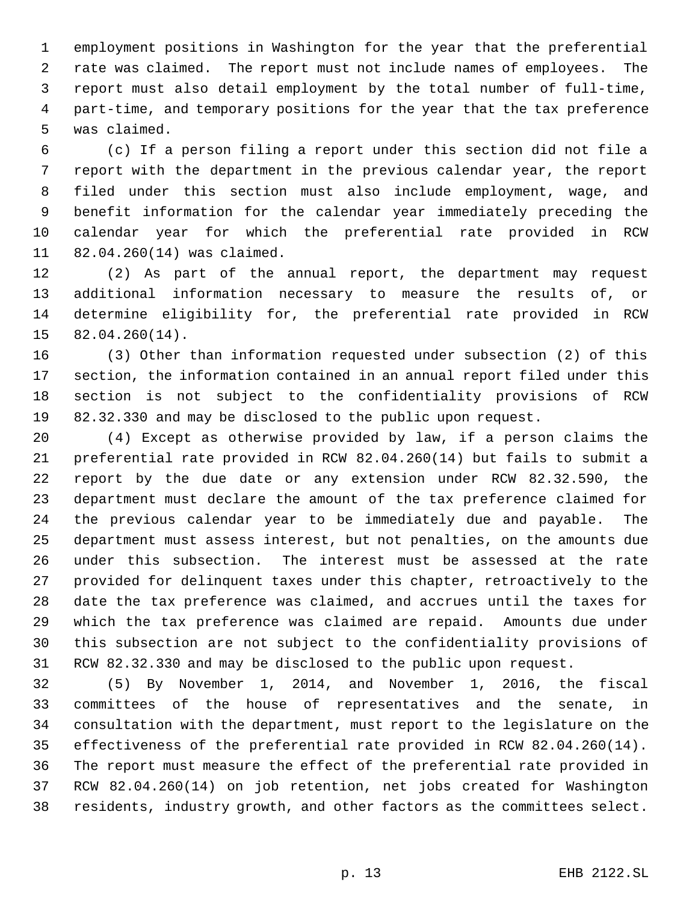employment positions in Washington for the year that the preferential rate was claimed. The report must not include names of employees. The report must also detail employment by the total number of full-time, part-time, and temporary positions for the year that the tax preference was claimed.

(c) If a person filing a report under this section did not file a report with the department in the previous calendar year, the report filed under this section must also include employment, wage, and benefit information for the calendar year immediately preceding the calendar year for which the preferential rate provided in RCW 82.04.260(14) was claimed.

(2) As part of the annual report, the department may request additional information necessary to measure the results of, or determine eligibility for, the preferential rate provided in RCW 82.04.260(14).

(3) Other than information requested under subsection (2) of this section, the information contained in an annual report filed under this section is not subject to the confidentiality provisions of RCW 82.32.330 and may be disclosed to the public upon request.

(4) Except as otherwise provided by law, if a person claims the preferential rate provided in RCW 82.04.260(14) but fails to submit a report by the due date or any extension under RCW 82.32.590, the department must declare the amount of the tax preference claimed for the previous calendar year to be immediately due and payable. The department must assess interest, but not penalties, on the amounts due under this subsection. The interest must be assessed at the rate provided for delinquent taxes under this chapter, retroactively to the date the tax preference was claimed, and accrues until the taxes for which the tax preference was claimed are repaid. Amounts due under this subsection are not subject to the confidentiality provisions of RCW 82.32.330 and may be disclosed to the public upon request.

(5) By November 1, 2014, and November 1, 2016, the fiscal committees of the house of representatives and the senate, in consultation with the department, must report to the legislature on the effectiveness of the preferential rate provided in RCW 82.04.260(14). The report must measure the effect of the preferential rate provided in RCW 82.04.260(14) on job retention, net jobs created for Washington residents, industry growth, and other factors as the committees select.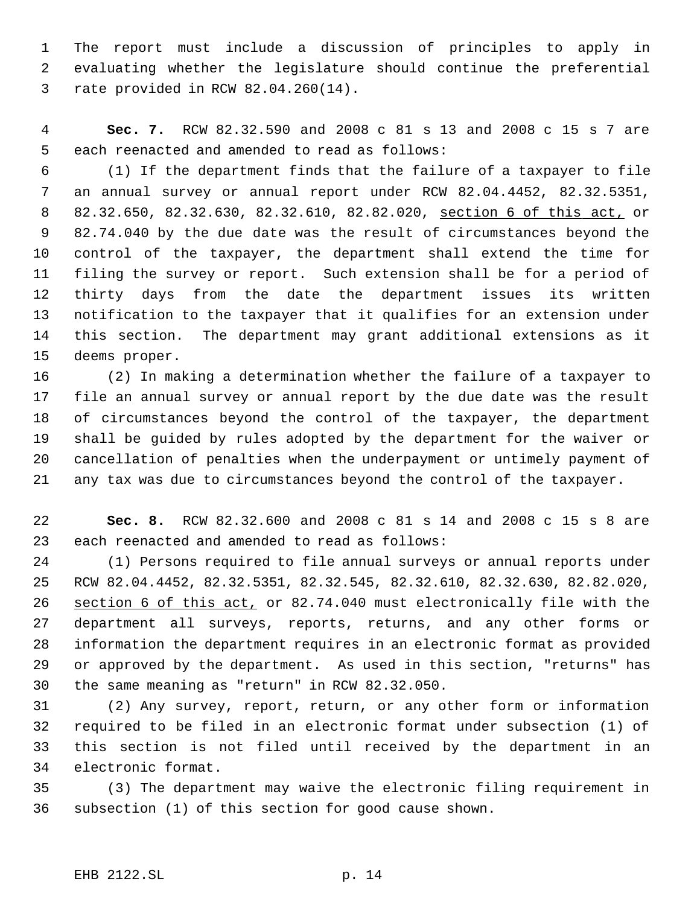The report must include a discussion of principles to apply in evaluating whether the legislature should continue the preferential rate provided in RCW 82.04.260(14).

**Sec. 7.** RCW 82.32.590 and 2008 c 81 s 13 and 2008 c 15 s 7 are each reenacted and amended to read as follows:

(1) If the department finds that the failure of a taxpayer to file an annual survey or annual report under RCW 82.04.4452, 82.32.5351, 82.32.650, 82.32.630, 82.32.610, 82.82.020, <u>section 6 of this act,</u> or 82.74.040 by the due date was the result of circumstances beyond the control of the taxpayer, the department shall extend the time for filing the survey or report. Such extension shall be for a period of thirty days from the date the department issues its written notification to the taxpayer that it qualifies for an extension under this section. The department may grant additional extensions as it deems proper.

(2) In making a determination whether the failure of a taxpayer to file an annual survey or annual report by the due date was the result of circumstances beyond the control of the taxpayer, the department shall be guided by rules adopted by the department for the waiver or cancellation of penalties when the underpayment or untimely payment of any tax was due to circumstances beyond the control of the taxpayer.

**Sec. 8.** RCW 82.32.600 and 2008 c 81 s 14 and 2008 c 15 s 8 are each reenacted and amended to read as follows:

(1) Persons required to file annual surveys or annual reports under RCW 82.04.4452, 82.32.5351, 82.32.545, 82.32.610, 82.32.630, 82.82.020, <u>section 6 of this act,</u> or 82.74.040 must electronically file with the department all surveys, reports, returns, and any other forms or information the department requires in an electronic format as provided or approved by the department. As used in this section, "returns" has the same meaning as "return" in RCW 82.32.050.

(2) Any survey, report, return, or any other form or information required to be filed in an electronic format under subsection (1) of this section is not filed until received by the department in an electronic format.

(3) The department may waive the electronic filing requirement in subsection (1) of this section for good cause shown.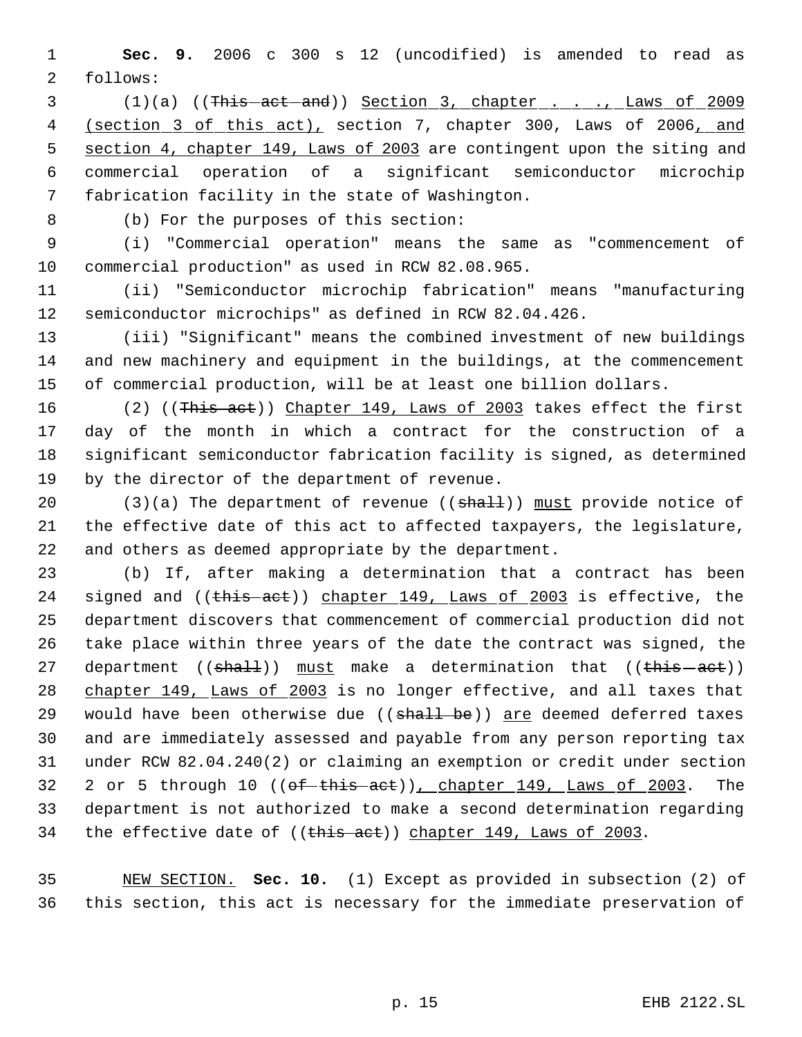**Sec. 9.** 2006 c 300 s 12 (uncodified) is amended to read as follows:

(1)(a) ((~~This act and~~)) Section 3, chapter . . ., Laws of 2009 (section 3 of this act), section 7, chapter 300, Laws of 2006, and section 4, chapter 149, Laws of 2003 are contingent upon the siting and commercial operation of a significant semiconductor microchip fabrication facility in the state of Washington.

(b) For the purposes of this section:

(i) "Commercial operation" means the same as "commencement of commercial production" as used in RCW 82.08.965.

(ii) "Semiconductor microchip fabrication" means "manufacturing semiconductor microchips" as defined in RCW 82.04.426.

(iii) "Significant" means the combined investment of new buildings and new machinery and equipment in the buildings, at the commencement of commercial production, will be at least one billion dollars.

(2) ((~~This act~~)) Chapter 149, Laws of 2003 takes effect the first day of the month in which a contract for the construction of a significant semiconductor fabrication facility is signed, as determined by the director of the department of revenue.

(3)(a) The department of revenue ((~~shall~~)) must provide notice of the effective date of this act to affected taxpayers, the legislature, and others as deemed appropriate by the department.

(b) If, after making a determination that a contract has been signed and ((~~this act~~)) chapter 149, Laws of 2003 is effective, the department discovers that commencement of commercial production did not take place within three years of the date the contract was signed, the department ((~~shall~~)) must make a determination that ((~~this act~~)) chapter 149, Laws of 2003 is no longer effective, and all taxes that would have been otherwise due ((~~shall be~~)) are deemed deferred taxes and are immediately assessed and payable from any person reporting tax under RCW 82.04.240(2) or claiming an exemption or credit under section 2 or 5 through 10 ((~~of this act~~)), chapter 149, Laws of 2003. The department is not authorized to make a second determination regarding the effective date of ((~~this act~~)) chapter 149, Laws of 2003.

NEW SECTION. **Sec. 10.** (1) Except as provided in subsection (2) of this section, this act is necessary for the immediate preservation of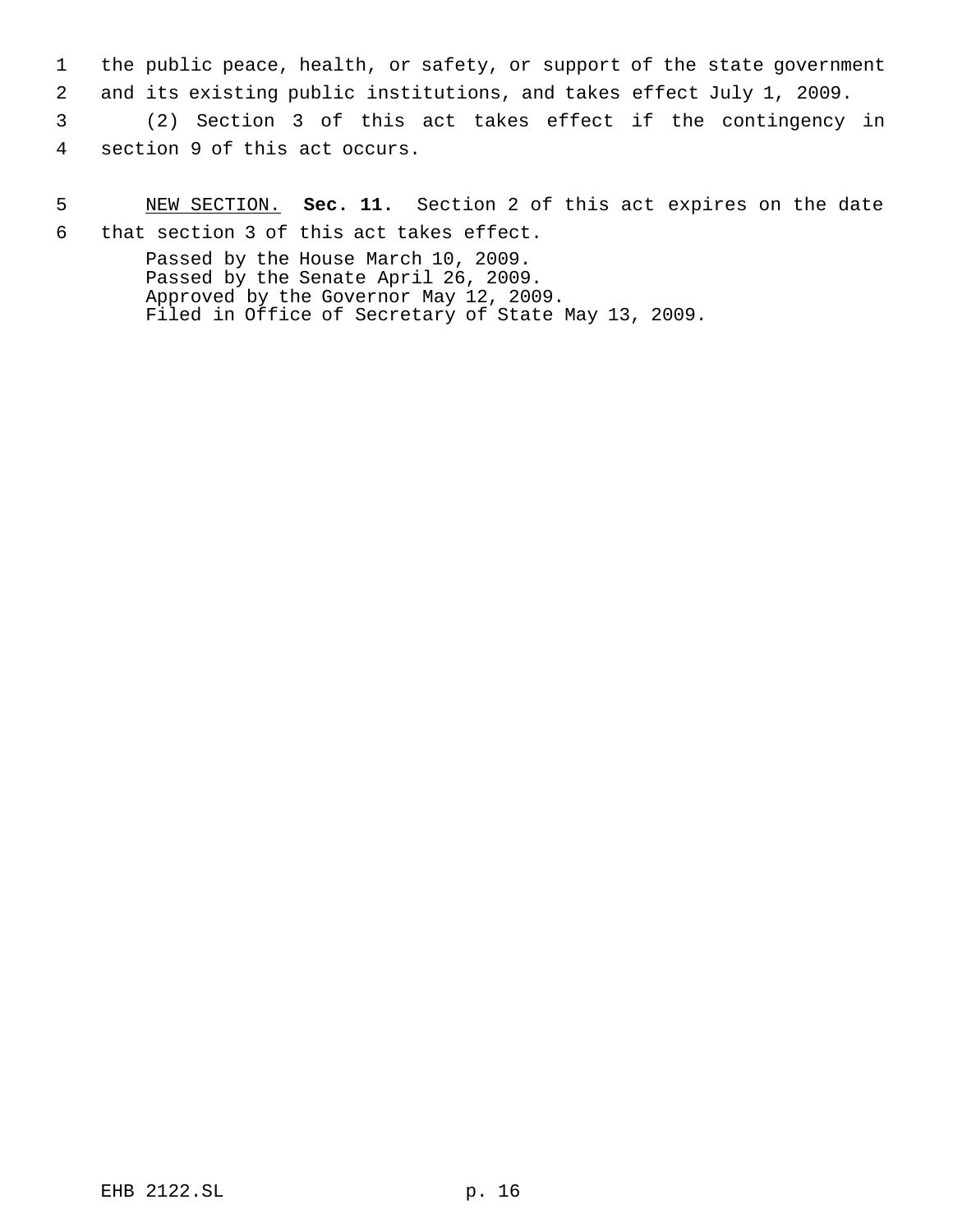the public peace, health, or safety, or support of the state government and its existing public institutions, and takes effect July 1, 2009.

(2) Section 3 of this act takes effect if the contingency in section 9 of this act occurs.

NEW SECTION. **Sec. 11.** Section 2 of this act expires on the date that section 3 of this act takes effect.

Passed by the House March 10, 2009.
Passed by the Senate April 26, 2009.
Approved by the Governor May 12, 2009.
Filed in Office of Secretary of State May 13, 2009.